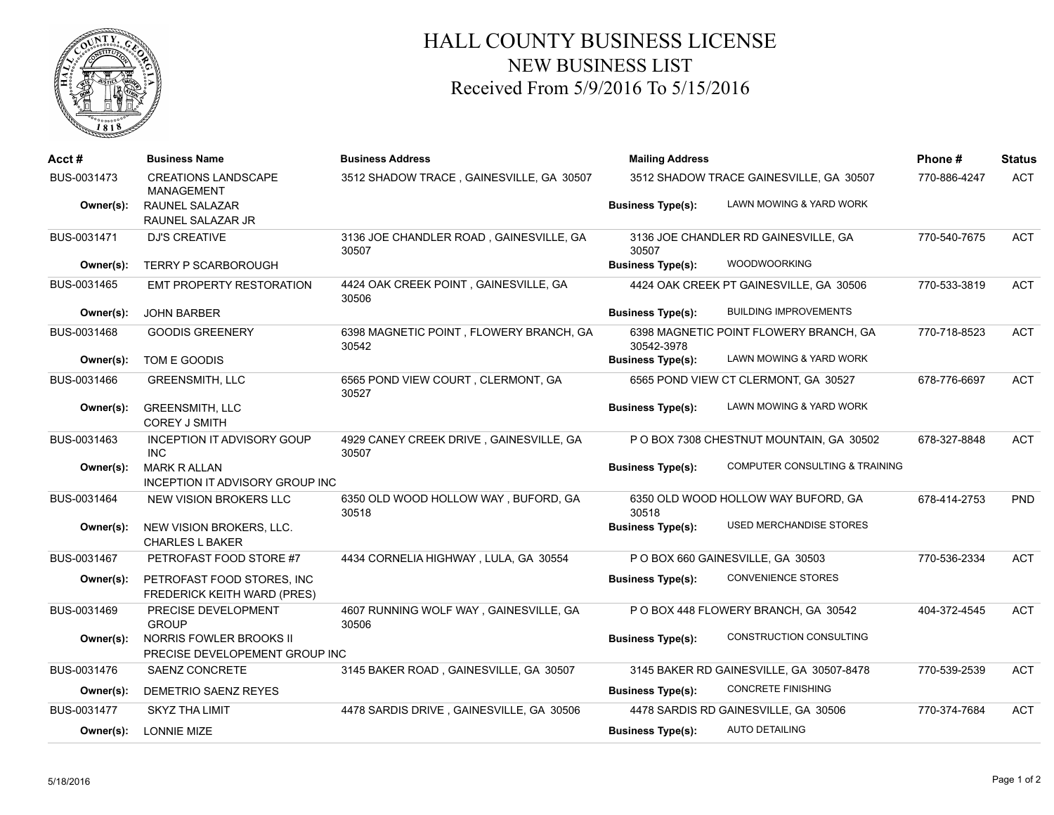# HALL COUNTY BUSINESS LICENSE
## NEW BUSINESS LIST
## Received From 5/9/2016 To 5/15/2016

| Acct # | Business Name | Business Address | Mailing Address | Business Type(s) | Phone # | Status |
|---|---|---|---|---|---|---|
| BUS-0031473 | CREATIONS LANDSCAPE MANAGEMENT<br>Owner(s): RAUNEL SALAZAR; RAUNEL SALAZAR JR | 3512 SHADOW TRACE , GAINESVILLE, GA 30507 | 3512 SHADOW TRACE GAINESVILLE, GA 30507 | LAWN MOWING & YARD WORK | 770-886-4247 | ACT |
| BUS-0031471 | DJ'S CREATIVE<br>Owner(s): TERRY P SCARBOROUGH | 3136 JOE CHANDLER ROAD , GAINESVILLE, GA 30507 | 3136 JOE CHANDLER RD GAINESVILLE, GA 30507 | WOODWOORKING | 770-540-7675 | ACT |
| BUS-0031465 | EMT PROPERTY RESTORATION<br>Owner(s): JOHN BARBER | 4424 OAK CREEK POINT , GAINESVILLE, GA 30506 | 4424 OAK CREEK PT GAINESVILLE, GA 30506 | BUILDING IMPROVEMENTS | 770-533-3819 | ACT |
| BUS-0031468 | GOODIS GREENERY<br>Owner(s): TOM E GOODIS | 6398 MAGNETIC POINT , FLOWERY BRANCH, GA 30542 | 6398 MAGNETIC POINT FLOWERY BRANCH, GA 30542-3978 | LAWN MOWING & YARD WORK | 770-718-8523 | ACT |
| BUS-0031466 | GREENSMITH, LLC<br>Owner(s): GREENSMITH, LLC; COREY J SMITH | 6565 POND VIEW COURT , CLERMONT, GA 30527 | 6565 POND VIEW CT CLERMONT, GA 30527 | LAWN MOWING & YARD WORK | 678-776-6697 | ACT |
| BUS-0031463 | INCEPTION IT ADVISORY GOUP INC<br>Owner(s): MARK R ALLAN; INCEPTION IT ADVISORY GROUP INC | 4929 CANEY CREEK DRIVE , GAINESVILLE, GA 30507 | P O BOX 7308 CHESTNUT MOUNTAIN, GA 30502 | COMPUTER CONSULTING & TRAINING | 678-327-8848 | ACT |
| BUS-0031464 | NEW VISION BROKERS LLC<br>Owner(s): NEW VISION BROKERS, LLC.; CHARLES L BAKER | 6350 OLD WOOD HOLLOW WAY , BUFORD, GA 30518 | 6350 OLD WOOD HOLLOW WAY BUFORD, GA 30518 | USED MERCHANDISE STORES | 678-414-2753 | PND |
| BUS-0031467 | PETROFAST FOOD STORE #7<br>Owner(s): PETROFAST FOOD STORES, INC; FREDERICK KEITH WARD (PRES) | 4434 CORNELIA HIGHWAY , LULA, GA 30554 | P O BOX 660 GAINESVILLE, GA 30503 | CONVENIENCE STORES | 770-536-2334 | ACT |
| BUS-0031469 | PRECISE DEVELOPMENT GROUP<br>Owner(s): NORRIS FOWLER BROOKS II; PRECISE DEVELOPEMENT GROUP INC | 4607 RUNNING WOLF WAY , GAINESVILLE, GA 30506 | P O BOX 448 FLOWERY BRANCH, GA 30542 | CONSTRUCTION CONSULTING | 404-372-4545 | ACT |
| BUS-0031476 | SAENZ CONCRETE<br>Owner(s): DEMETRIO SAENZ REYES | 3145 BAKER ROAD , GAINESVILLE, GA 30507 | 3145 BAKER RD GAINESVILLE, GA 30507-8478 | CONCRETE FINISHING | 770-539-2539 | ACT |
| BUS-0031477 | SKYZ THA LIMIT<br>Owner(s): LONNIE MIZE | 4478 SARDIS DRIVE , GAINESVILLE, GA 30506 | 4478 SARDIS RD GAINESVILLE, GA 30506 | AUTO DETAILING | 770-374-7684 | ACT |

5/18/2016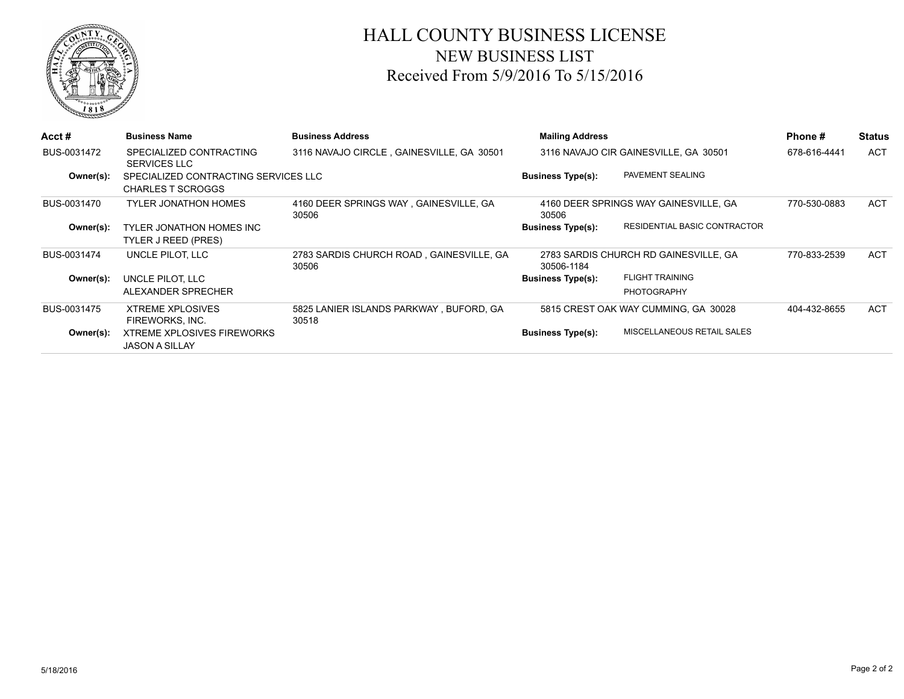# HALL COUNTY BUSINESS LICENSE
## NEW BUSINESS LIST
## Received From 5/9/2016 To 5/15/2016

| Acct # | Business Name | Business Address | Mailing Address | | Phone # | Status |
|---|---|---|---|---|---|---|
| BUS-0031472 | SPECIALIZED CONTRACTING SERVICES LLC | 3116 NAVAJO CIRCLE , GAINESVILLE, GA 30501 | 3116 NAVAJO CIR GAINESVILLE, GA 30501 | | 678-616-4441 | ACT |
| **Owner(s):** | SPECIALIZED CONTRACTING SERVICES LLC<br>CHARLES T SCROGGS | | **Business Type(s):** | PAVEMENT SEALING | | |
| BUS-0031470 | TYLER JONATHON HOMES | 4160 DEER SPRINGS WAY , GAINESVILLE, GA 30506 | 4160 DEER SPRINGS WAY GAINESVILLE, GA 30506 | | 770-530-0883 | ACT |
| **Owner(s):** | TYLER JONATHON HOMES INC<br>TYLER J REED (PRES) | | **Business Type(s):** | RESIDENTIAL BASIC CONTRACTOR | | |
| BUS-0031474 | UNCLE PILOT, LLC | 2783 SARDIS CHURCH ROAD , GAINESVILLE, GA 30506 | 2783 SARDIS CHURCH RD GAINESVILLE, GA 30506-1184 | | 770-833-2539 | ACT |
| **Owner(s):** | UNCLE PILOT, LLC<br>ALEXANDER SPRECHER | | **Business Type(s):** | FLIGHT TRAINING<br>PHOTOGRAPHY | | |
| BUS-0031475 | XTREME XPLOSIVES FIREWORKS, INC. | 5825 LANIER ISLANDS PARKWAY , BUFORD, GA 30518 | 5815 CREST OAK WAY CUMMING, GA 30028 | | 404-432-8655 | ACT |
| **Owner(s):** | XTREME XPLOSIVES FIREWORKS<br>JASON A SILLAY | | **Business Type(s):** | MISCELLANEOUS RETAIL SALES | | |

5/18/2016